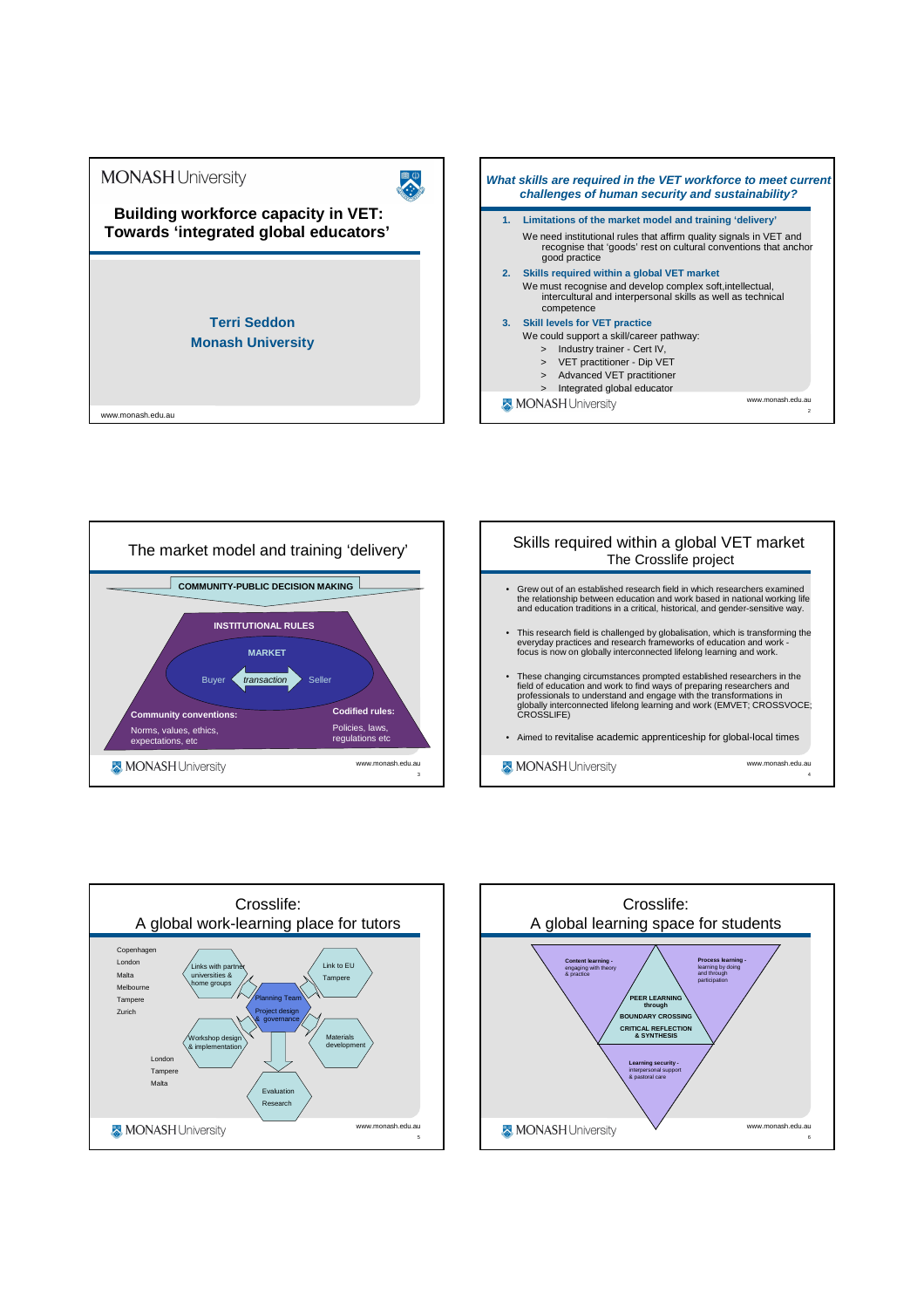# Building workforce capacity in VET: Towards 'integrated global educators'

**Terri Seddon**
**Monash University**

---

## *What skills are required in the VET workforce to meet current challenges of human security and sustainability?*

1. **Limitations of the market model and training 'delivery'**
   We need institutional rules that affirm quality signals in VET and recognise that 'goods' rest on cultural conventions that anchor good practice
2. **Skills required within a global VET market**
   We must recognise and develop complex soft,intellectual, intercultural and interpersonal skills as well as technical competence
3. **Skill levels for VET practice**
   We could support a skill/career pathway:
   > Industry trainer - Cert IV,
   > VET practitioner - Dip VET
   > Advanced VET practitioner
   > Integrated global educator

---

## The market model and training 'delivery'

COMMUNITY-PUBLIC DECISION MAKING

INSTITUTIONAL RULES

MARKET

Buyer ⟷ *transaction* ⟷ Seller

**Community conventions:** Norms, values, ethics, expectations, etc

**Codified rules:** Policies, laws, regulations etc

---

## Skills required within a global VET market
### The Crosslife project

- Grew out of an established research field in which researchers examined the relationship between education and work based in national working life and education traditions in a critical, historical, and gender-sensitive way.
- This research field is challenged by globalisation, which is transforming the everyday practices and research frameworks of education and work - focus is now on globally interconnected lifelong learning and work.
- These changing circumstances prompted established researchers in the field of education and work to find ways of preparing researchers and professionals to understand and engage with the transformations in globally interconnected lifelong learning and work (EMVET; CROSSVOCE; CROSSLIFE)
- Aimed to revitalise academic apprenticeship for global-local times

---

## Crosslife: A global work-learning place for tutors

Copenhagen
London
Malta
Melbourne
Tampere
Zurich

Links with partner universities & home groups

Link to EU Tampere

Planning Team
Project design & governance

Workshop design & implementation

Materials development

London
Tampere
Malta

Evaluation
Research

---

## Crosslife: A global learning space for students

**Content learning -** engaging with theory & practice

**Process learning -** learning by doing and through participation

**PEER LEARNING through BOUNDARY CROSSING CRITICAL REFLECTION & SYNTHESIS**

**Learning security -** interpersonal support & pastoral care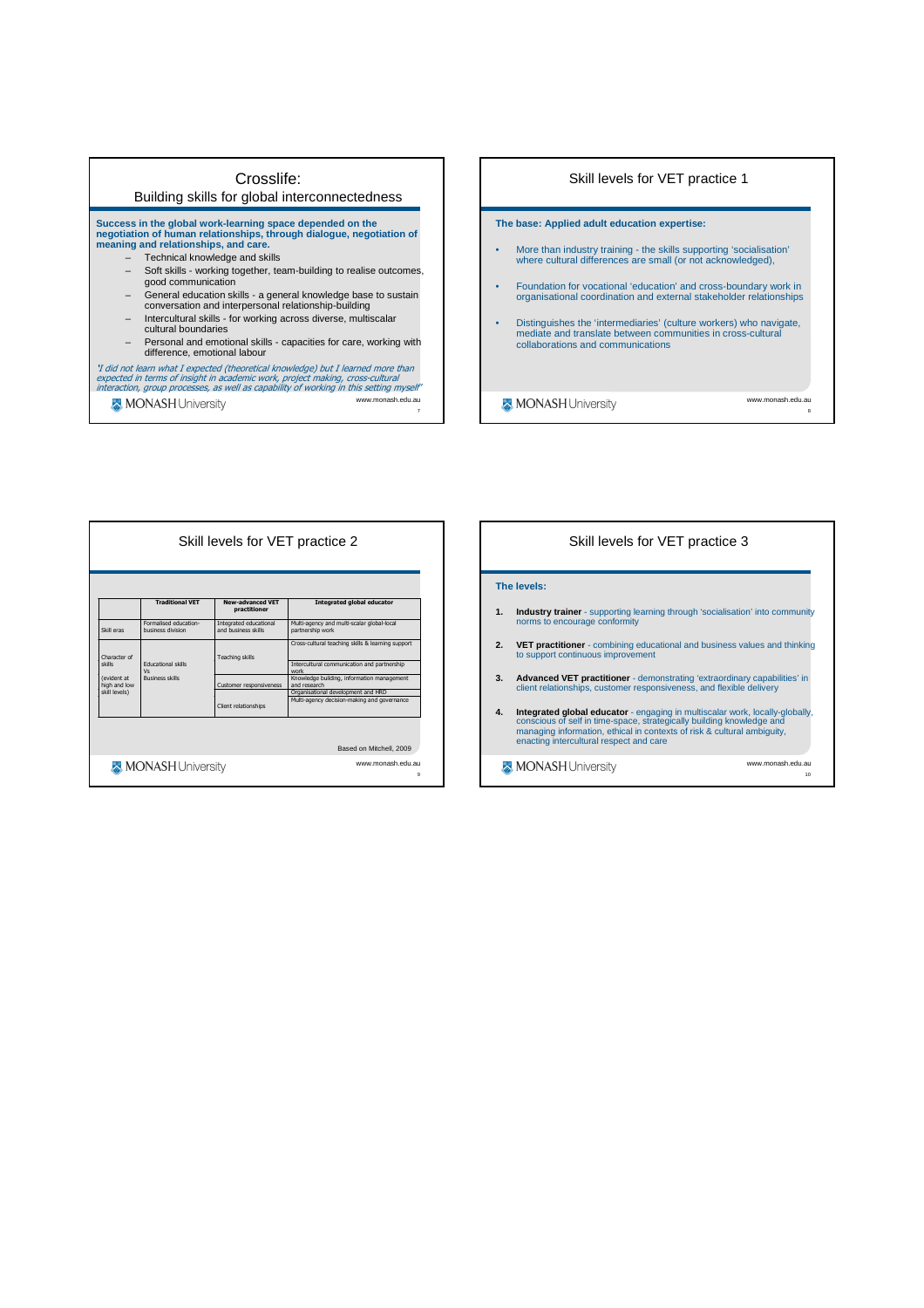## Crosslife:
### Building skills for global interconnectedness

**Success in the global work-learning space depended on the negotiation of human relationships, through dialogue, negotiation of meaning and relationships, and care.**

- Technical knowledge and skills
- Soft skills - working together, team-building to realise outcomes, good communication
- General education skills - a general knowledge base to sustain conversation and interpersonal relationship-building
- Intercultural skills - for working across diverse, multiscalar cultural boundaries
- Personal and emotional skills - capacities for care, working with difference, emotional labour

*'I did not learn what I expected (theoretical knowledge) but I learned more than expected in terms of insight in academic work, project making, cross-cultural interaction, group processes, as well as capability of working in this setting myself'*

## Skill levels for VET practice 1

**The base: Applied adult education expertise:**

- More than industry training - the skills supporting 'socialisation' where cultural differences are small (or not acknowledged),
- Foundation for vocational 'education' and cross-boundary work in organisational coordination and external stakeholder relationships
- Distinguishes the 'intermediaries' (culture workers) who navigate, mediate and translate between communities in cross-cultural collaborations and communications

## Skill levels for VET practice 2

| | Traditional VET | New-advanced VET practitioner | Integrated global educator |
|---|---|---|---|
| Skill eras | Formalised education-business division | Integrated educational and business skills | Multi-agency and multi-scalar global-local partnership work |
| Character of skills<br><br>(evident at high and low skill levels) | Educational skills<br>Vs<br>Business skills | Teaching skills | Cross-cultural teaching skills & learning support |
| | | | Intercultural communication and partnership work |
| | | Customer responsiveness | Knowledge building, information management and research |
| | | | Organisational development and HRD |
| | | Client relationships | Multi-agency decision-making and governance |

Based on Mitchell, 2009

## Skill levels for VET practice 3

**The levels:**

1. **Industry trainer** - supporting learning through 'socialisation' into community norms to encourage conformity
2. **VET practitioner** - combining educational and business values and thinking to support continuous improvement
3. **Advanced VET practitioner** - demonstrating 'extraordinary capabilities' in client relationships, customer responsiveness, and flexible delivery
4. **Integrated global educator** - engaging in multiscalar work, locally-globally, conscious of self in time-space, strategically building knowledge and managing information, ethical in contexts of risk & cultural ambiguity, enacting intercultural respect and care